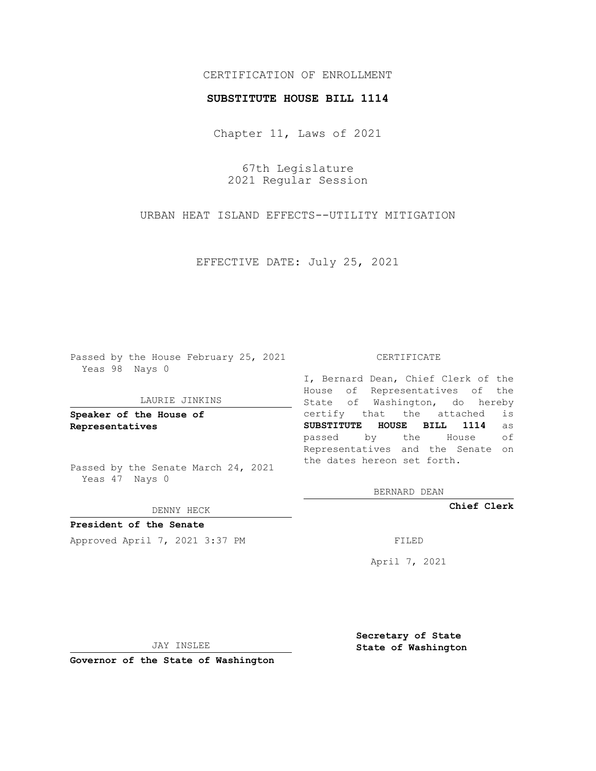CERTIFICATION OF ENROLLMENT

**SUBSTITUTE HOUSE BILL 1114**

Chapter 11, Laws of 2021

67th Legislature
2021 Regular Session

URBAN HEAT ISLAND EFFECTS--UTILITY MITIGATION

EFFECTIVE DATE: July 25, 2021

Passed by the House February 25, 2021
Yeas 98 Nays 0

LAURIE JINKINS

**Speaker of the House of Representatives**

Passed by the Senate March 24, 2021
Yeas 47 Nays 0

DENNY HECK

**President of the Senate**

Approved April 7, 2021 3:37 PM

JAY INSLEE

**Governor of the State of Washington**

CERTIFICATE

I, Bernard Dean, Chief Clerk of the House of Representatives of the State of Washington, do hereby certify that the attached is **SUBSTITUTE HOUSE BILL 1114** as passed by the House of Representatives and the Senate on the dates hereon set forth.

BERNARD DEAN

**Chief Clerk**

FILED

April 7, 2021

**Secretary of State**
**State of Washington**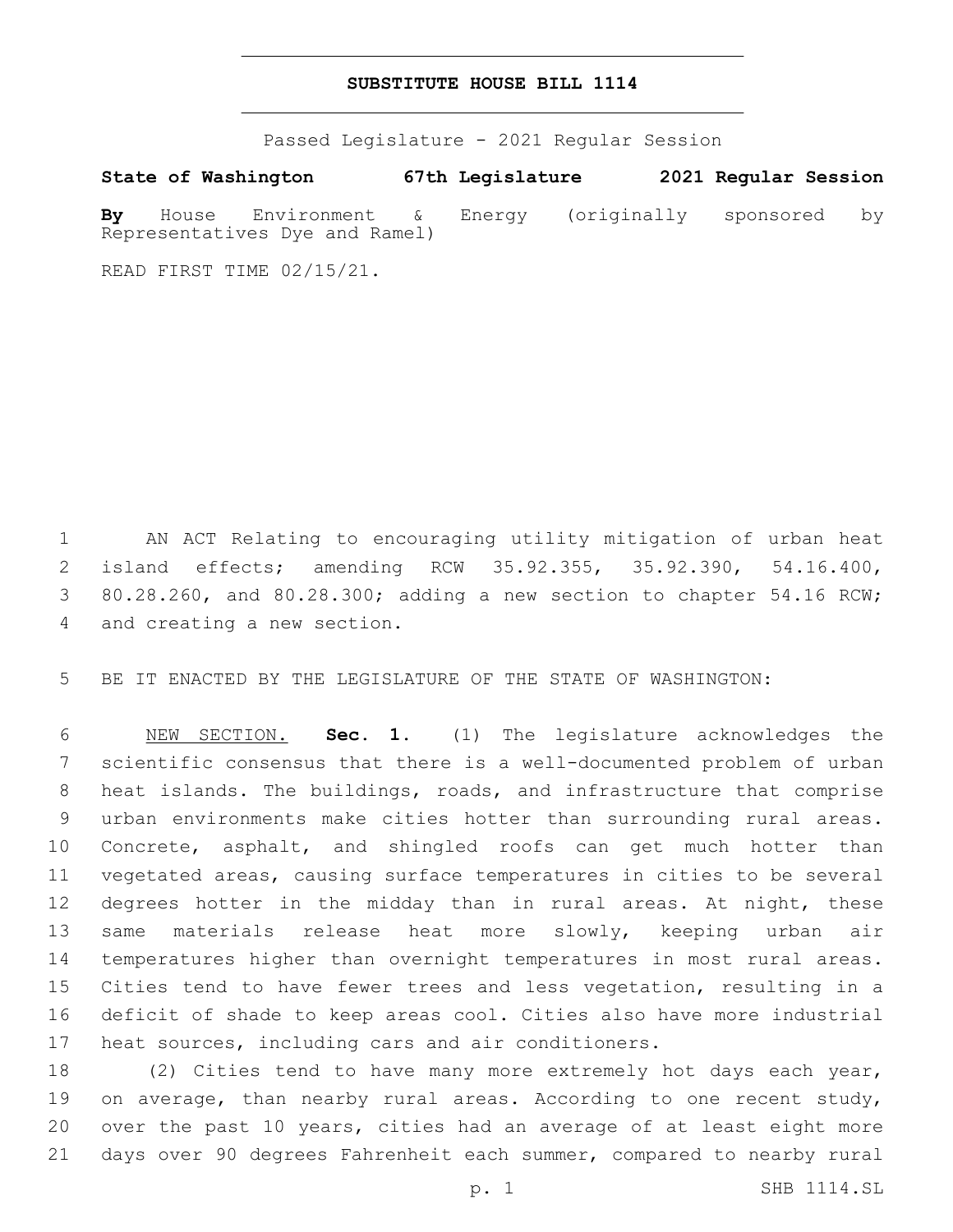# SUBSTITUTE HOUSE BILL 1114

Passed Legislature - 2021 Regular Session

**State of Washington 67th Legislature 2021 Regular Session**

**By** House Environment & Energy (originally sponsored by Representatives Dye and Ramel)

READ FIRST TIME 02/15/21.

AN ACT Relating to encouraging utility mitigation of urban heat island effects; amending RCW 35.92.355, 35.92.390, 54.16.400, 80.28.260, and 80.28.300; adding a new section to chapter 54.16 RCW; and creating a new section.

BE IT ENACTED BY THE LEGISLATURE OF THE STATE OF WASHINGTON:

NEW SECTION. **Sec. 1.** (1) The legislature acknowledges the scientific consensus that there is a well-documented problem of urban heat islands. The buildings, roads, and infrastructure that comprise urban environments make cities hotter than surrounding rural areas. Concrete, asphalt, and shingled roofs can get much hotter than vegetated areas, causing surface temperatures in cities to be several degrees hotter in the midday than in rural areas. At night, these same materials release heat more slowly, keeping urban air temperatures higher than overnight temperatures in most rural areas. Cities tend to have fewer trees and less vegetation, resulting in a deficit of shade to keep areas cool. Cities also have more industrial heat sources, including cars and air conditioners.

(2) Cities tend to have many more extremely hot days each year, on average, than nearby rural areas. According to one recent study, over the past 10 years, cities had an average of at least eight more days over 90 degrees Fahrenheit each summer, compared to nearby rural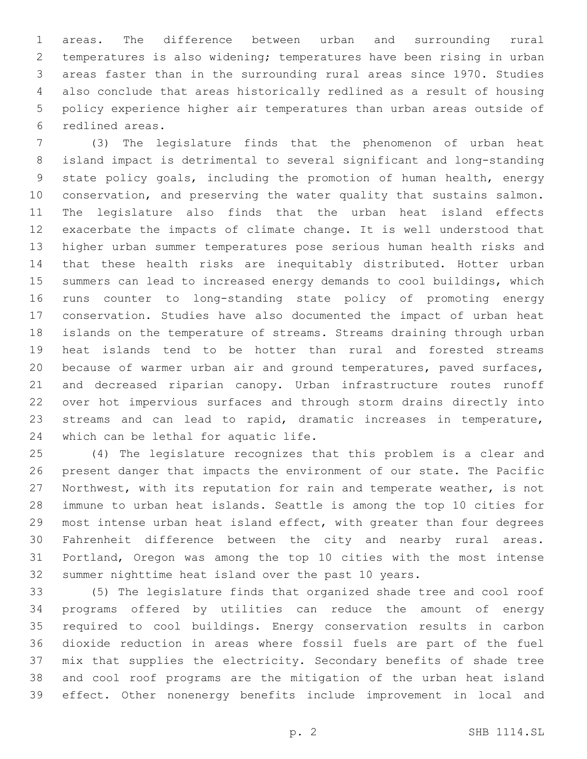areas. The difference between urban and surrounding rural temperatures is also widening; temperatures have been rising in urban areas faster than in the surrounding rural areas since 1970. Studies also conclude that areas historically redlined as a result of housing policy experience higher air temperatures than urban areas outside of redlined areas.

(3) The legislature finds that the phenomenon of urban heat island impact is detrimental to several significant and long-standing state policy goals, including the promotion of human health, energy conservation, and preserving the water quality that sustains salmon. The legislature also finds that the urban heat island effects exacerbate the impacts of climate change. It is well understood that higher urban summer temperatures pose serious human health risks and that these health risks are inequitably distributed. Hotter urban summers can lead to increased energy demands to cool buildings, which runs counter to long-standing state policy of promoting energy conservation. Studies have also documented the impact of urban heat islands on the temperature of streams. Streams draining through urban heat islands tend to be hotter than rural and forested streams because of warmer urban air and ground temperatures, paved surfaces, and decreased riparian canopy. Urban infrastructure routes runoff over hot impervious surfaces and through storm drains directly into streams and can lead to rapid, dramatic increases in temperature, which can be lethal for aquatic life.

(4) The legislature recognizes that this problem is a clear and present danger that impacts the environment of our state. The Pacific Northwest, with its reputation for rain and temperate weather, is not immune to urban heat islands. Seattle is among the top 10 cities for most intense urban heat island effect, with greater than four degrees Fahrenheit difference between the city and nearby rural areas. Portland, Oregon was among the top 10 cities with the most intense summer nighttime heat island over the past 10 years.

(5) The legislature finds that organized shade tree and cool roof programs offered by utilities can reduce the amount of energy required to cool buildings. Energy conservation results in carbon dioxide reduction in areas where fossil fuels are part of the fuel mix that supplies the electricity. Secondary benefits of shade tree and cool roof programs are the mitigation of the urban heat island effect. Other nonenergy benefits include improvement in local and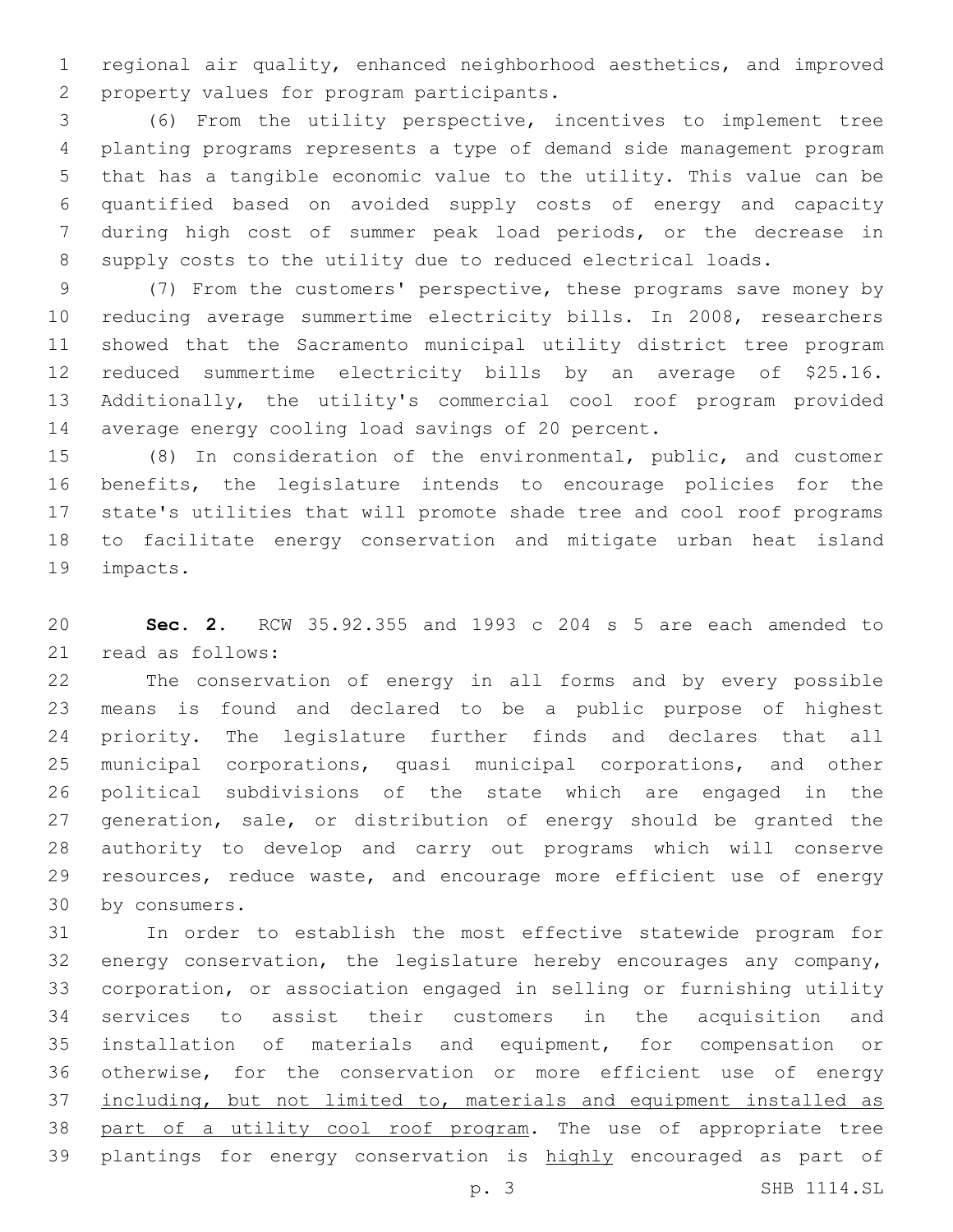regional air quality, enhanced neighborhood aesthetics, and improved property values for program participants.

(6) From the utility perspective, incentives to implement tree planting programs represents a type of demand side management program that has a tangible economic value to the utility. This value can be quantified based on avoided supply costs of energy and capacity during high cost of summer peak load periods, or the decrease in supply costs to the utility due to reduced electrical loads.

(7) From the customers' perspective, these programs save money by reducing average summertime electricity bills. In 2008, researchers showed that the Sacramento municipal utility district tree program reduced summertime electricity bills by an average of $25.16. Additionally, the utility's commercial cool roof program provided average energy cooling load savings of 20 percent.

(8) In consideration of the environmental, public, and customer benefits, the legislature intends to encourage policies for the state's utilities that will promote shade tree and cool roof programs to facilitate energy conservation and mitigate urban heat island impacts.

**Sec. 2.** RCW 35.92.355 and 1993 c 204 s 5 are each amended to read as follows:

The conservation of energy in all forms and by every possible means is found and declared to be a public purpose of highest priority. The legislature further finds and declares that all municipal corporations, quasi municipal corporations, and other political subdivisions of the state which are engaged in the generation, sale, or distribution of energy should be granted the authority to develop and carry out programs which will conserve resources, reduce waste, and encourage more efficient use of energy by consumers.

In order to establish the most effective statewide program for energy conservation, the legislature hereby encourages any company, corporation, or association engaged in selling or furnishing utility services to assist their customers in the acquisition and installation of materials and equipment, for compensation or otherwise, for the conservation or more efficient use of energy <u>including, but not limited to, materials and equipment installed as part of a utility cool roof program</u>. The use of appropriate tree plantings for energy conservation is <u>highly</u> encouraged as part of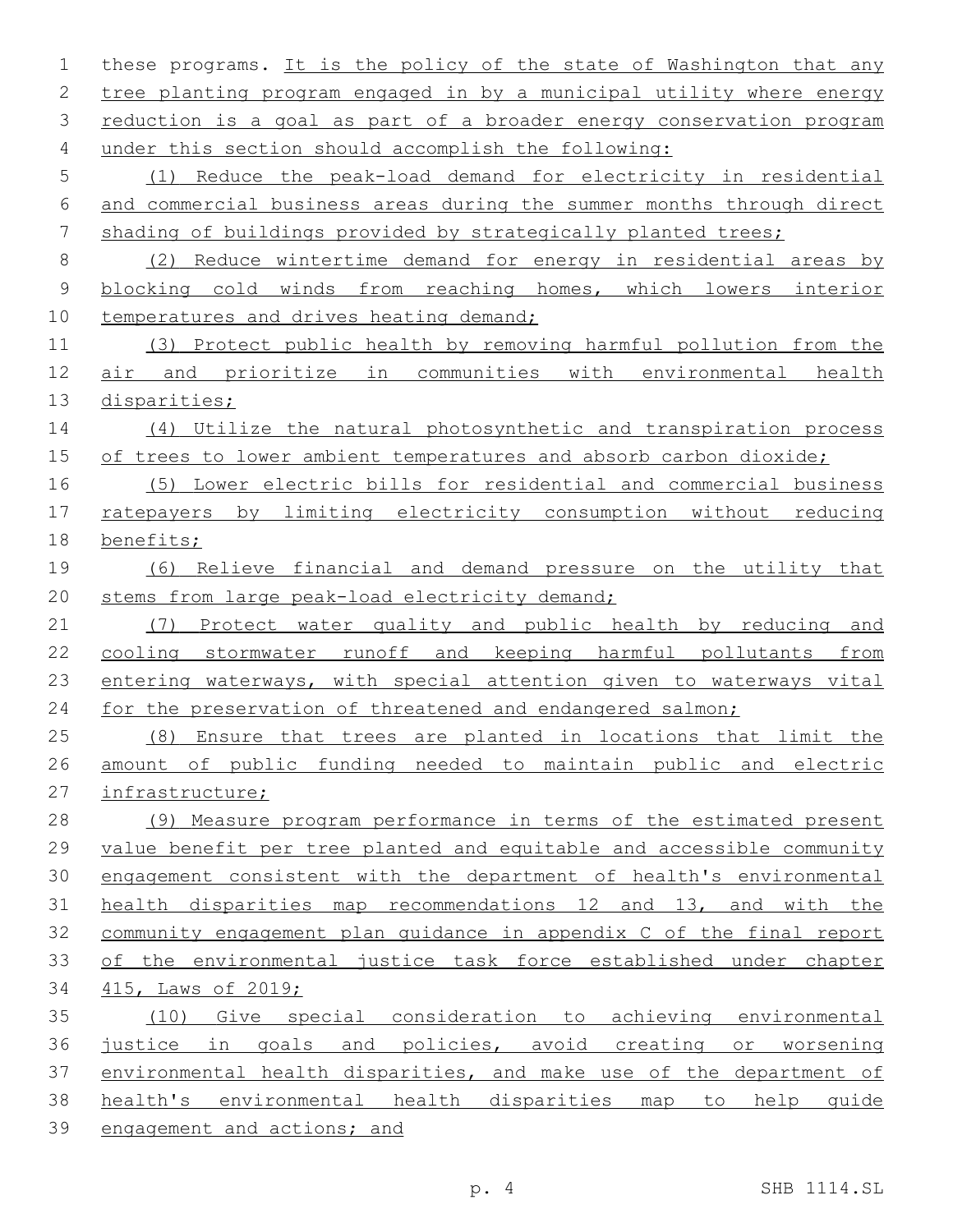these programs. It is the policy of the state of Washington that any tree planting program engaged in by a municipal utility where energy reduction is a goal as part of a broader energy conservation program under this section should accomplish the following:

(1) Reduce the peak-load demand for electricity in residential and commercial business areas during the summer months through direct shading of buildings provided by strategically planted trees;

(2) Reduce wintertime demand for energy in residential areas by blocking cold winds from reaching homes, which lowers interior temperatures and drives heating demand;

(3) Protect public health by removing harmful pollution from the air and prioritize in communities with environmental health disparities;

(4) Utilize the natural photosynthetic and transpiration process of trees to lower ambient temperatures and absorb carbon dioxide;

(5) Lower electric bills for residential and commercial business ratepayers by limiting electricity consumption without reducing benefits;

(6) Relieve financial and demand pressure on the utility that stems from large peak-load electricity demand;

(7) Protect water quality and public health by reducing and cooling stormwater runoff and keeping harmful pollutants from entering waterways, with special attention given to waterways vital for the preservation of threatened and endangered salmon;

(8) Ensure that trees are planted in locations that limit the amount of public funding needed to maintain public and electric infrastructure;

(9) Measure program performance in terms of the estimated present value benefit per tree planted and equitable and accessible community engagement consistent with the department of health's environmental health disparities map recommendations 12 and 13, and with the community engagement plan guidance in appendix C of the final report of the environmental justice task force established under chapter 415, Laws of 2019;

(10) Give special consideration to achieving environmental justice in goals and policies, avoid creating or worsening environmental health disparities, and make use of the department of health's environmental health disparities map to help guide engagement and actions; and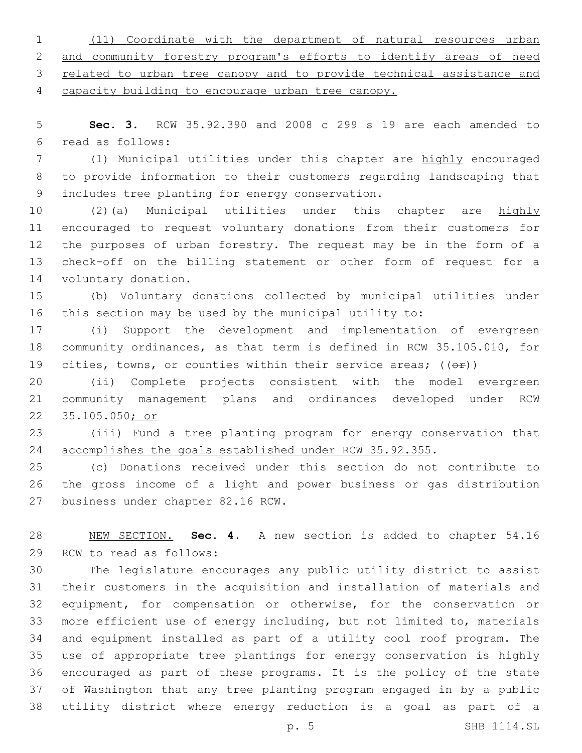(11) Coordinate with the department of natural resources urban and community forestry program's efforts to identify areas of need related to urban tree canopy and to provide technical assistance and capacity building to encourage urban tree canopy.

**Sec. 3.** RCW 35.92.390 and 2008 c 299 s 19 are each amended to read as follows:

(1) Municipal utilities under this chapter are highly encouraged to provide information to their customers regarding landscaping that includes tree planting for energy conservation.

(2)(a) Municipal utilities under this chapter are highly encouraged to request voluntary donations from their customers for the purposes of urban forestry. The request may be in the form of a check-off on the billing statement or other form of request for a voluntary donation.

(b) Voluntary donations collected by municipal utilities under this section may be used by the municipal utility to:

(i) Support the development and implementation of evergreen community ordinances, as that term is defined in RCW 35.105.010, for cities, towns, or counties within their service areas; ((~~or~~))

(ii) Complete projects consistent with the model evergreen community management plans and ordinances developed under RCW 35.105.050; or

(iii) Fund a tree planting program for energy conservation that accomplishes the goals established under RCW 35.92.355.

(c) Donations received under this section do not contribute to the gross income of a light and power business or gas distribution business under chapter 82.16 RCW.

NEW SECTION. **Sec. 4.** A new section is added to chapter 54.16 RCW to read as follows:

The legislature encourages any public utility district to assist their customers in the acquisition and installation of materials and equipment, for compensation or otherwise, for the conservation or more efficient use of energy including, but not limited to, materials and equipment installed as part of a utility cool roof program. The use of appropriate tree plantings for energy conservation is highly encouraged as part of these programs. It is the policy of the state of Washington that any tree planting program engaged in by a public utility district where energy reduction is a goal as part of a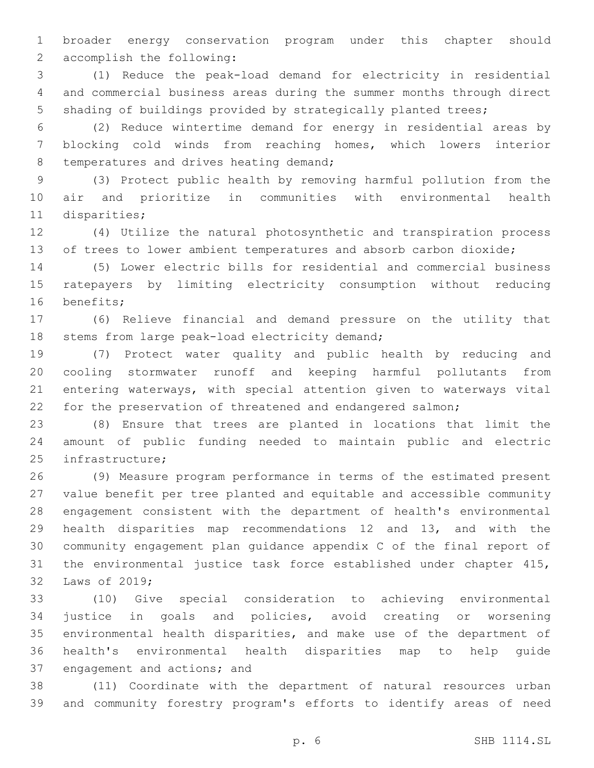broader energy conservation program under this chapter should accomplish the following:

(1) Reduce the peak-load demand for electricity in residential and commercial business areas during the summer months through direct shading of buildings provided by strategically planted trees;

(2) Reduce wintertime demand for energy in residential areas by blocking cold winds from reaching homes, which lowers interior temperatures and drives heating demand;

(3) Protect public health by removing harmful pollution from the air and prioritize in communities with environmental health disparities;

(4) Utilize the natural photosynthetic and transpiration process of trees to lower ambient temperatures and absorb carbon dioxide;

(5) Lower electric bills for residential and commercial business ratepayers by limiting electricity consumption without reducing benefits;

(6) Relieve financial and demand pressure on the utility that stems from large peak-load electricity demand;

(7) Protect water quality and public health by reducing and cooling stormwater runoff and keeping harmful pollutants from entering waterways, with special attention given to waterways vital for the preservation of threatened and endangered salmon;

(8) Ensure that trees are planted in locations that limit the amount of public funding needed to maintain public and electric infrastructure;

(9) Measure program performance in terms of the estimated present value benefit per tree planted and equitable and accessible community engagement consistent with the department of health's environmental health disparities map recommendations 12 and 13, and with the community engagement plan guidance appendix C of the final report of the environmental justice task force established under chapter 415, Laws of 2019;

(10) Give special consideration to achieving environmental justice in goals and policies, avoid creating or worsening environmental health disparities, and make use of the department of health's environmental health disparities map to help guide engagement and actions; and

(11) Coordinate with the department of natural resources urban and community forestry program's efforts to identify areas of need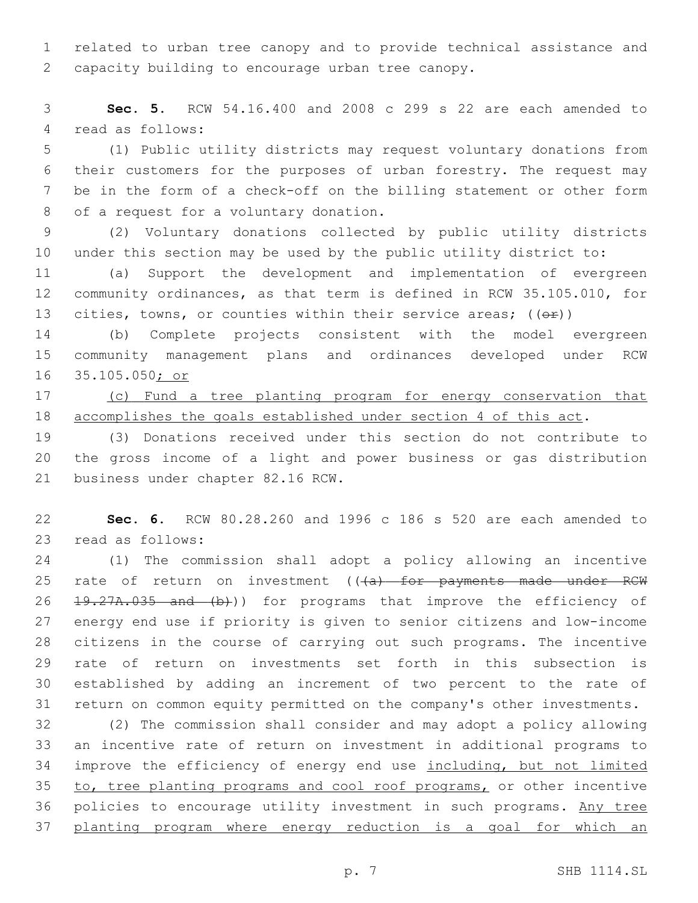related to urban tree canopy and to provide technical assistance and capacity building to encourage urban tree canopy.

**Sec. 5.** RCW 54.16.400 and 2008 c 299 s 22 are each amended to read as follows:

(1) Public utility districts may request voluntary donations from their customers for the purposes of urban forestry. The request may be in the form of a check-off on the billing statement or other form of a request for a voluntary donation.

(2) Voluntary donations collected by public utility districts under this section may be used by the public utility district to:

(a) Support the development and implementation of evergreen community ordinances, as that term is defined in RCW 35.105.010, for cities, towns, or counties within their service areas; ((~~or~~))

(b) Complete projects consistent with the model evergreen community management plans and ordinances developed under RCW 35.105.050<u>; or</u>

<u>(c) Fund a tree planting program for energy conservation that accomplishes the goals established under section 4 of this act</u>.

(3) Donations received under this section do not contribute to the gross income of a light and power business or gas distribution business under chapter 82.16 RCW.

**Sec. 6.** RCW 80.28.260 and 1996 c 186 s 520 are each amended to read as follows:

(1) The commission shall adopt a policy allowing an incentive rate of return on investment ((~~(a) for payments made under RCW 19.27A.035 and (b)~~)) for programs that improve the efficiency of energy end use if priority is given to senior citizens and low-income citizens in the course of carrying out such programs. The incentive rate of return on investments set forth in this subsection is established by adding an increment of two percent to the rate of return on common equity permitted on the company's other investments.

(2) The commission shall consider and may adopt a policy allowing an incentive rate of return on investment in additional programs to improve the efficiency of energy end use <u>including, but not limited to, tree planting programs and cool roof programs,</u> or other incentive policies to encourage utility investment in such programs. <u>Any tree planting program where energy reduction is a goal for which an</u>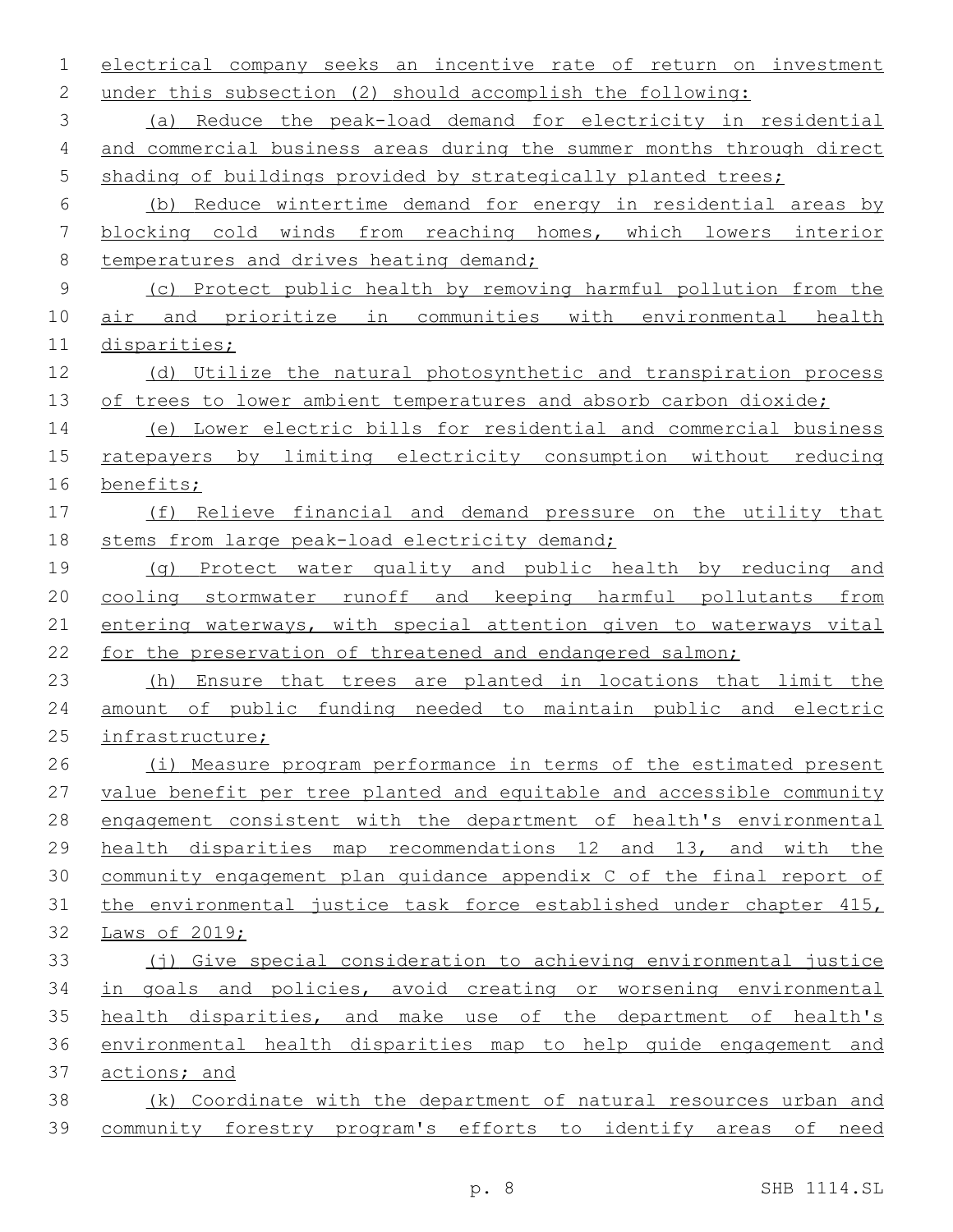electrical company seeks an incentive rate of return on investment under this subsection (2) should accomplish the following:

(a) Reduce the peak-load demand for electricity in residential and commercial business areas during the summer months through direct shading of buildings provided by strategically planted trees;

(b) Reduce wintertime demand for energy in residential areas by blocking cold winds from reaching homes, which lowers interior temperatures and drives heating demand;

(c) Protect public health by removing harmful pollution from the air and prioritize in communities with environmental health disparities;

(d) Utilize the natural photosynthetic and transpiration process of trees to lower ambient temperatures and absorb carbon dioxide;

(e) Lower electric bills for residential and commercial business ratepayers by limiting electricity consumption without reducing benefits;

(f) Relieve financial and demand pressure on the utility that stems from large peak-load electricity demand;

(g) Protect water quality and public health by reducing and cooling stormwater runoff and keeping harmful pollutants from entering waterways, with special attention given to waterways vital for the preservation of threatened and endangered salmon;

(h) Ensure that trees are planted in locations that limit the amount of public funding needed to maintain public and electric infrastructure;

(i) Measure program performance in terms of the estimated present value benefit per tree planted and equitable and accessible community engagement consistent with the department of health's environmental health disparities map recommendations 12 and 13, and with the community engagement plan guidance appendix C of the final report of the environmental justice task force established under chapter 415, Laws of 2019;

(j) Give special consideration to achieving environmental justice in goals and policies, avoid creating or worsening environmental health disparities, and make use of the department of health's environmental health disparities map to help guide engagement and actions; and

(k) Coordinate with the department of natural resources urban and community forestry program's efforts to identify areas of need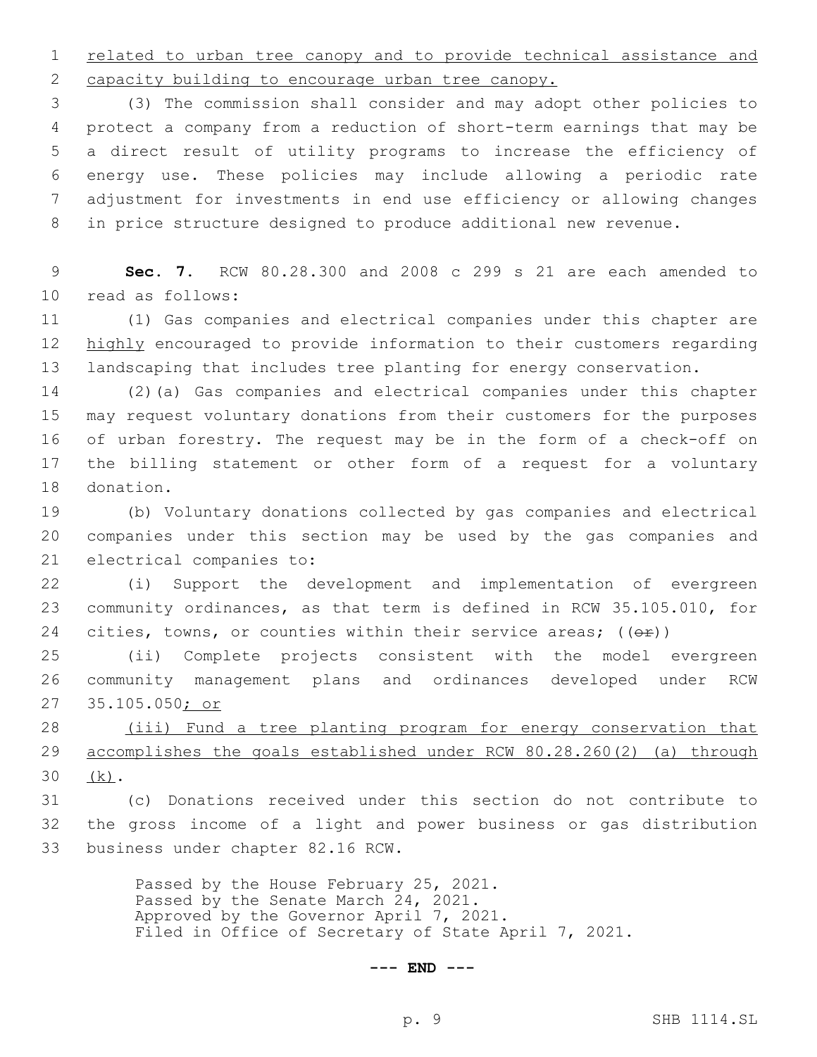related to urban tree canopy and to provide technical assistance and capacity building to encourage urban tree canopy.

(3) The commission shall consider and may adopt other policies to protect a company from a reduction of short-term earnings that may be a direct result of utility programs to increase the efficiency of energy use. These policies may include allowing a periodic rate adjustment for investments in end use efficiency or allowing changes in price structure designed to produce additional new revenue.

**Sec. 7.** RCW 80.28.300 and 2008 c 299 s 21 are each amended to read as follows:

(1) Gas companies and electrical companies under this chapter are highly encouraged to provide information to their customers regarding landscaping that includes tree planting for energy conservation.

(2)(a) Gas companies and electrical companies under this chapter may request voluntary donations from their customers for the purposes of urban forestry. The request may be in the form of a check-off on the billing statement or other form of a request for a voluntary donation.

(b) Voluntary donations collected by gas companies and electrical companies under this section may be used by the gas companies and electrical companies to:

(i) Support the development and implementation of evergreen community ordinances, as that term is defined in RCW 35.105.010, for cities, towns, or counties within their service areas; ((~~or~~))

(ii) Complete projects consistent with the model evergreen community management plans and ordinances developed under RCW 35.105.050; or

(iii) Fund a tree planting program for energy conservation that accomplishes the goals established under RCW 80.28.260(2) (a) through (k).

(c) Donations received under this section do not contribute to the gross income of a light and power business or gas distribution business under chapter 82.16 RCW.

Passed by the House February 25, 2021.
Passed by the Senate March 24, 2021.
Approved by the Governor April 7, 2021.
Filed in Office of Secretary of State April 7, 2021.

**--- END ---**